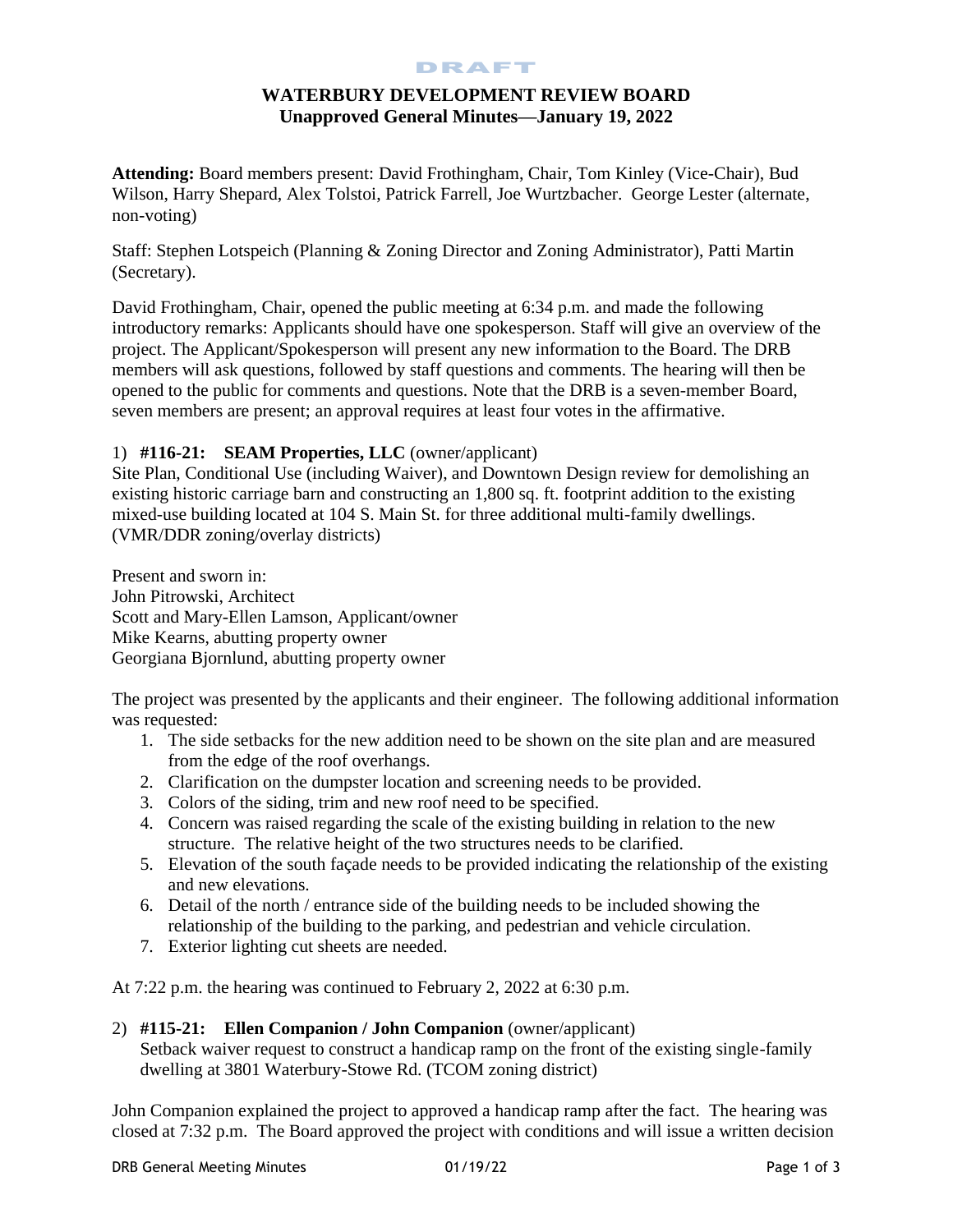DRAFT

# WATERBURY DEVELOPMENT REVIEW BOARD
## Unapproved General Minutes—January 19, 2022

**Attending:** Board members present: David Frothingham, Chair, Tom Kinley (Vice-Chair), Bud Wilson, Harry Shepard, Alex Tolstoi, Patrick Farrell, Joe Wurtzbacher. George Lester (alternate, non-voting)

Staff: Stephen Lotspeich (Planning & Zoning Director and Zoning Administrator), Patti Martin (Secretary).

David Frothingham, Chair, opened the public meeting at 6:34 p.m. and made the following introductory remarks: Applicants should have one spokesperson. Staff will give an overview of the project. The Applicant/Spokesperson will present any new information to the Board. The DRB members will ask questions, followed by staff questions and comments. The hearing will then be opened to the public for comments and questions. Note that the DRB is a seven-member Board, seven members are present; an approval requires at least four votes in the affirmative.

1) **#116-21: SEAM Properties, LLC** (owner/applicant)
Site Plan, Conditional Use (including Waiver), and Downtown Design review for demolishing an existing historic carriage barn and constructing an 1,800 sq. ft. footprint addition to the existing mixed-use building located at 104 S. Main St. for three additional multi-family dwellings. (VMR/DDR zoning/overlay districts)

Present and sworn in:
John Pitrowski, Architect
Scott and Mary-Ellen Lamson, Applicant/owner
Mike Kearns, abutting property owner
Georgiana Bjornlund, abutting property owner

The project was presented by the applicants and their engineer. The following additional information was requested:

1. The side setbacks for the new addition need to be shown on the site plan and are measured from the edge of the roof overhangs.
2. Clarification on the dumpster location and screening needs to be provided.
3. Colors of the siding, trim and new roof need to be specified.
4. Concern was raised regarding the scale of the existing building in relation to the new structure. The relative height of the two structures needs to be clarified.
5. Elevation of the south façade needs to be provided indicating the relationship of the existing and new elevations.
6. Detail of the north / entrance side of the building needs to be included showing the relationship of the building to the parking, and pedestrian and vehicle circulation.
7. Exterior lighting cut sheets are needed.

At 7:22 p.m. the hearing was continued to February 2, 2022 at 6:30 p.m.

2) **#115-21: Ellen Companion / John Companion** (owner/applicant)
Setback waiver request to construct a handicap ramp on the front of the existing single-family dwelling at 3801 Waterbury-Stowe Rd. (TCOM zoning district)

John Companion explained the project to approved a handicap ramp after the fact. The hearing was closed at 7:32 p.m. The Board approved the project with conditions and will issue a written decision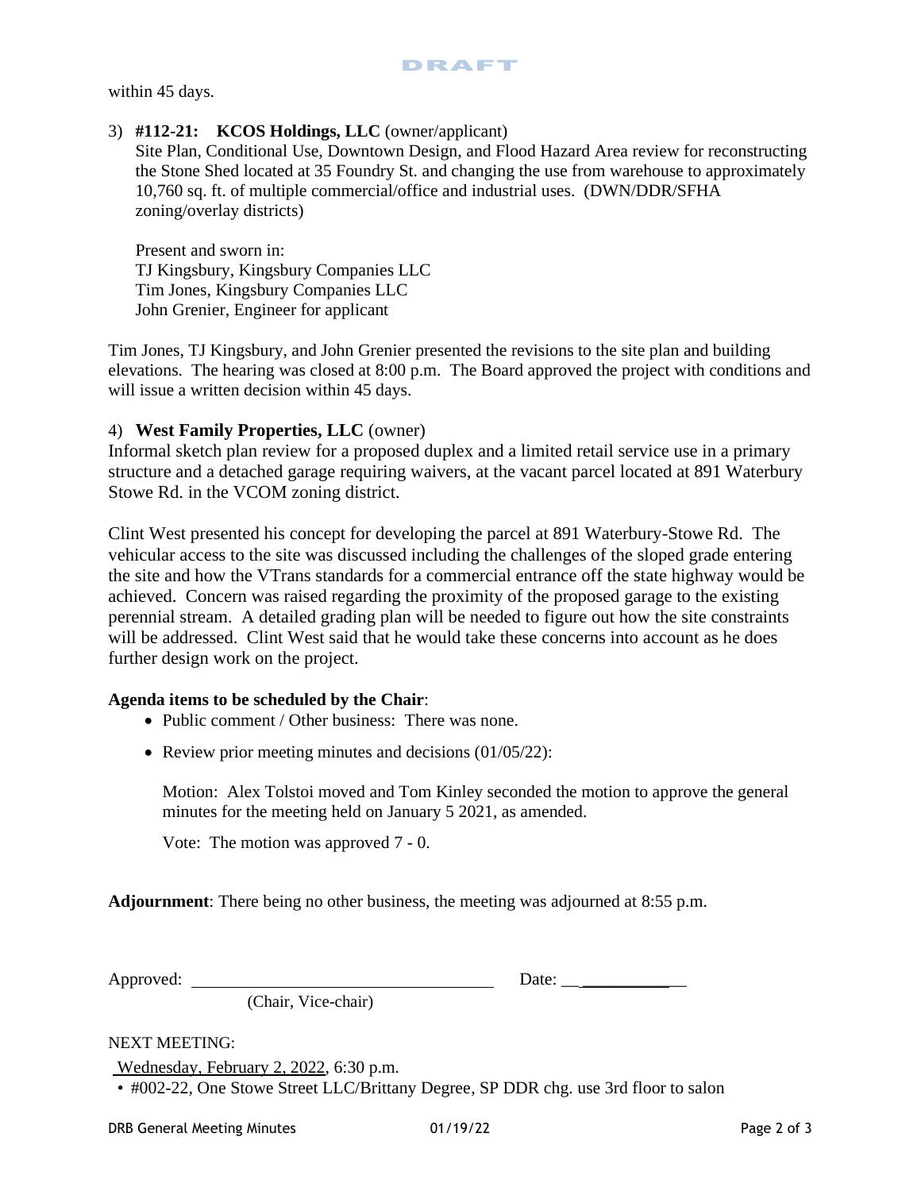within 45 days.

3) **#112-21: KCOS Holdings, LLC** (owner/applicant)
   Site Plan, Conditional Use, Downtown Design, and Flood Hazard Area review for reconstructing the Stone Shed located at 35 Foundry St. and changing the use from warehouse to approximately 10,760 sq. ft. of multiple commercial/office and industrial uses. (DWN/DDR/SFHA zoning/overlay districts)

   Present and sworn in:
   TJ Kingsbury, Kingsbury Companies LLC
   Tim Jones, Kingsbury Companies LLC
   John Grenier, Engineer for applicant

Tim Jones, TJ Kingsbury, and John Grenier presented the revisions to the site plan and building elevations. The hearing was closed at 8:00 p.m. The Board approved the project with conditions and will issue a written decision within 45 days.

4) **West Family Properties, LLC** (owner)
Informal sketch plan review for a proposed duplex and a limited retail service use in a primary structure and a detached garage requiring waivers, at the vacant parcel located at 891 Waterbury Stowe Rd. in the VCOM zoning district.

Clint West presented his concept for developing the parcel at 891 Waterbury-Stowe Rd. The vehicular access to the site was discussed including the challenges of the sloped grade entering the site and how the VTrans standards for a commercial entrance off the state highway would be achieved. Concern was raised regarding the proximity of the proposed garage to the existing perennial stream. A detailed grading plan will be needed to figure out how the site constraints will be addressed. Clint West said that he would take these concerns into account as he does further design work on the project.

**Agenda items to be scheduled by the Chair**:

- Public comment / Other business: There was none.
- Review prior meeting minutes and decisions (01/05/22):

  Motion: Alex Tolstoi moved and Tom Kinley seconded the motion to approve the general minutes for the meeting held on January 5 2021, as amended.

  Vote: The motion was approved 7 - 0.

**Adjournment**: There being no other business, the meeting was adjourned at 8:55 p.m.

Approved: ___________________________ Date: ____________
(Chair, Vice-chair)

NEXT MEETING:

Wednesday, February 2, 2022, 6:30 p.m.

- #002-22, One Stowe Street LLC/Brittany Degree, SP DDR chg. use 3rd floor to salon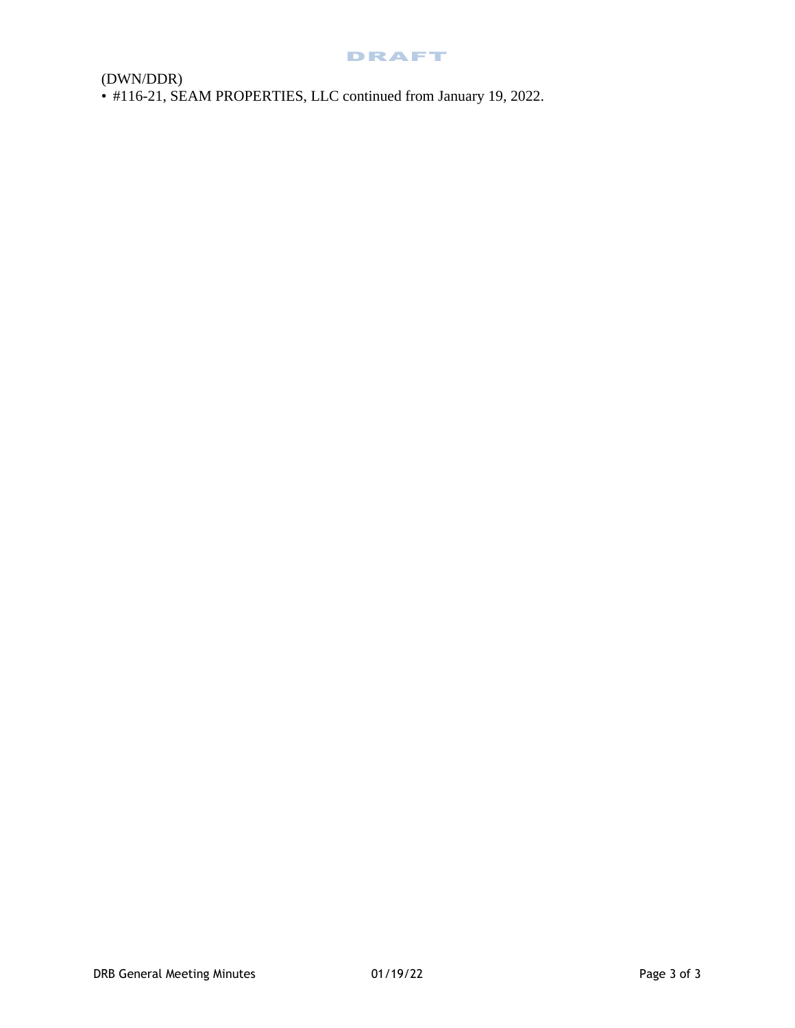DRAFT

(DWN/DDR)

- #116-21, SEAM PROPERTIES, LLC continued from January 19, 2022.